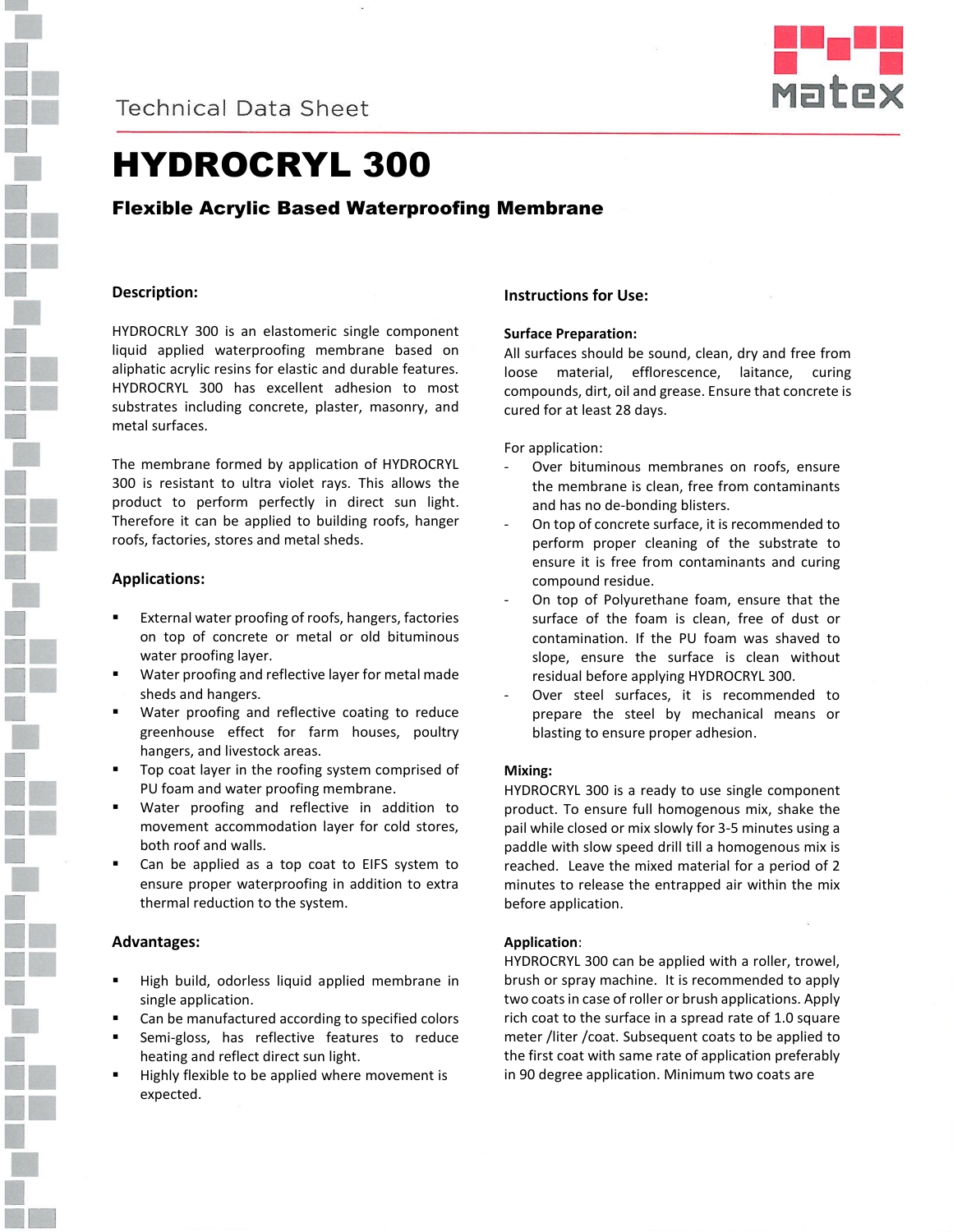Technical Data Sheet

# HYDROCRYL 300

## Flexible Acrylic Based Waterproofing Membrane

### Description:

HYDROCRLY 300 is an elastomeric single component liquid applied waterproofing membrane based on aliphatic acrylic resins for elastic and durable features. HYDROCRYL 300 has excellent adhesion to most substrates including concrete, plaster, masonry, and metal surfaces.

The membrane formed by application of HYDROCRYL 300 is resistant to ultra violet rays. This allows the product to perform perfectly in direct sun light. Therefore it can be applied to building roofs, hanger roofs, factories, stores and metal sheds.

### Applications:

- External water proofing of roofs, hangers, factories on top of concrete or metal or old bituminous water proofing layer.
- Water proofing and reflective layer for metal made sheds and hangers.
- Water proofing and reflective coating to reduce greenhouse effect for farm houses, poultry hangers, and livestock areas.
- Top coat layer in the roofing system comprised of PU foam and water proofing membrane.
- Water proofing and reflective in addition to movement accommodation layer for cold stores, both roof and walls.
- Can be applied as a top coat to EIFS system to ensure proper waterproofing in addition to extra thermal reduction to the system.

### Advantages:

- High build, odorless liquid applied membrane in single application.
- Can be manufactured according to specified colors
- Semi-gloss, has reflective features to reduce heating and reflect direct sun light.
- Highly flexible to be applied where movement is expected.

### Instructions for Use:

**Surface Preparation:**

All surfaces should be sound, clean, dry and free from loose material, efflorescence, laitance, curing compounds, dirt, oil and grease. Ensure that concrete is cured for at least 28 days.

For application:

- Over bituminous membranes on roofs, ensure the membrane is clean, free from contaminants and has no de-bonding blisters.
- On top of concrete surface, it is recommended to perform proper cleaning of the substrate to ensure it is free from contaminants and curing compound residue.
- On top of Polyurethane foam, ensure that the surface of the foam is clean, free of dust or contamination. If the PU foam was shaved to slope, ensure the surface is clean without residual before applying HYDROCRYL 300.
- Over steel surfaces, it is recommended to prepare the steel by mechanical means or blasting to ensure proper adhesion.

**Mixing:**

HYDROCRYL 300 is a ready to use single component product. To ensure full homogenous mix, shake the pail while closed or mix slowly for 3-5 minutes using a paddle with slow speed drill till a homogenous mix is reached. Leave the mixed material for a period of 2 minutes to release the entrapped air within the mix before application.

**Application**:

HYDROCRYL 300 can be applied with a roller, trowel, brush or spray machine. It is recommended to apply two coats in case of roller or brush applications. Apply rich coat to the surface in a spread rate of 1.0 square meter /liter /coat. Subsequent coats to be applied to the first coat with same rate of application preferably in 90 degree application. Minimum two coats are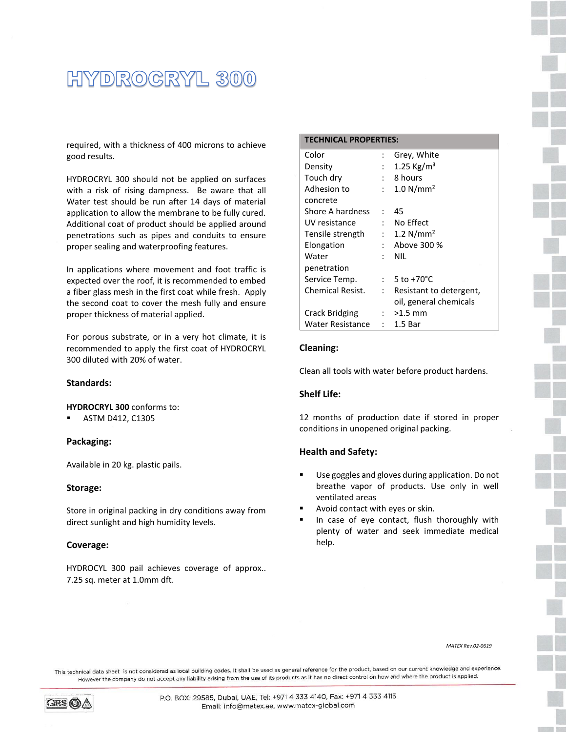# HYDROCRYL 300

required, with a thickness of 400 microns to achieve good results.

HYDROCRYL 300 should not be applied on surfaces with a risk of rising dampness. Be aware that all Water test should be run after 14 days of material application to allow the membrane to be fully cured. Additional coat of product should be applied around penetrations such as pipes and conduits to ensure proper sealing and waterproofing features.

In applications where movement and foot traffic is expected over the roof, it is recommended to embed a fiber glass mesh in the first coat while fresh. Apply the second coat to cover the mesh fully and ensure proper thickness of material applied.

For porous substrate, or in a very hot climate, it is recommended to apply the first coat of HYDROCRYL 300 diluted with 20% of water.

### Standards:

**HYDROCRYL 300** conforms to:

- ASTM D412, C1305

### Packaging:

Available in 20 kg. plastic pails.

### Storage:

Store in original packing in dry conditions away from direct sunlight and high humidity levels.

### Coverage:

HYDROCYL 300 pail achieves coverage of approx.. 7.25 sq. meter at 1.0mm dft.

| TECHNICAL PROPERTIES: | | |
|---|---|---|
| Color | : | Grey, White |
| Density | : | 1.25 Kg/m³ |
| Touch dry | : | 8 hours |
| Adhesion to concrete | : | 1.0 N/mm² |
| Shore A hardness | : | 45 |
| UV resistance | : | No Effect |
| Tensile strength | : | 1.2 N/mm² |
| Elongation | : | Above 300 % |
| Water penetration | : | NIL |
| Service Temp. | : | 5 to +70°C |
| Chemical Resist. | : | Resistant to detergent, oil, general chemicals |
| Crack Bridging | : | >1.5 mm |
| Water Resistance | : | 1.5 Bar |

### Cleaning:

Clean all tools with water before product hardens.

### Shelf Life:

12 months of production date if stored in proper conditions in unopened original packing.

### Health and Safety:

- Use goggles and gloves during application. Do not breathe vapor of products. Use only in well ventilated areas
- Avoid contact with eyes or skin.
- In case of eye contact, flush thoroughly with plenty of water and seek immediate medical help.

*MATEX Rev.02-0619*

This technical data sheet is not considered as local building codes. It shall be used as general reference for the product, based on our current knowledge and experience. However the company do not accept any liability arising from the use of its products as it has no direct control on how and where the product is applied.

P.O. BOX: 29585, Dubai, UAE, Tel: +971 4 333 4140, Fax: +971 4 333 4115
Email: info@matex.ae, www.matex-global.com